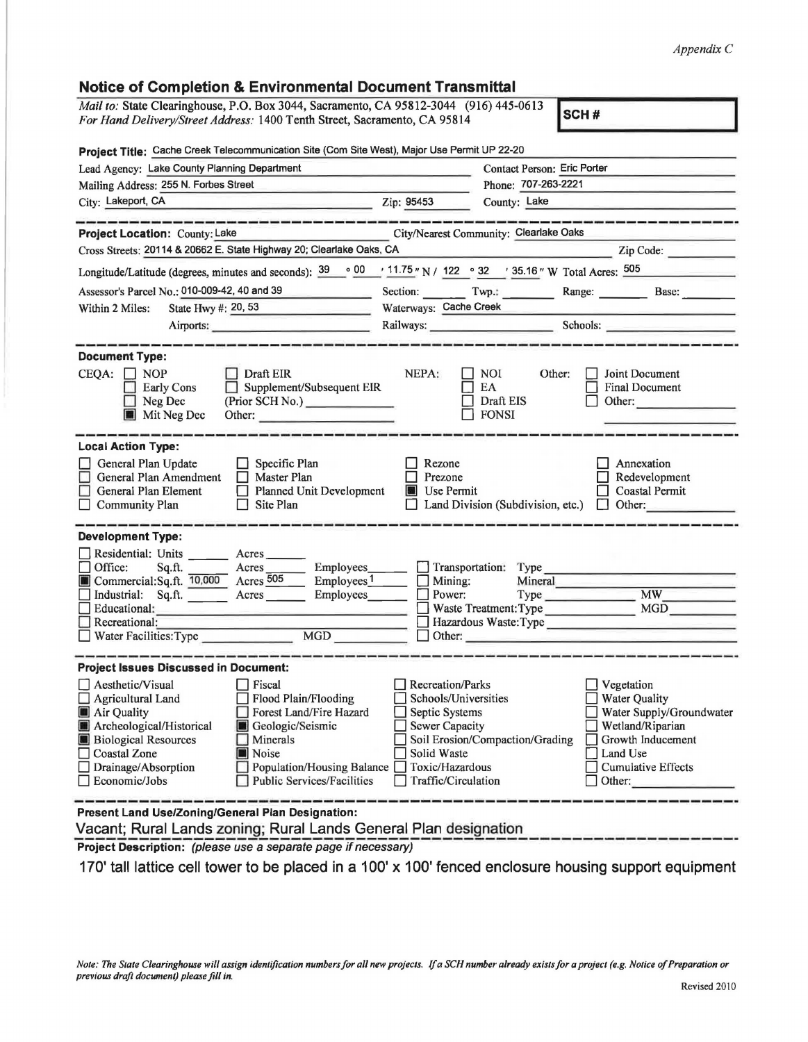*Appendix C*

## Notice of Completion & Environmental Document Transmittal

*Mail to:* State Clearinghouse, P.O. Box 3044, Sacramento, CA 95812-3044 (916) 445-0613
*For Hand Delivery/Street Address:* 1400 Tenth Street, Sacramento, CA 95814

**SCH #**

**Project Title:** Cache Creek Telecommunication Site (Com Site West), Major Use Permit UP 22-20

Lead Agency: Lake County Planning Department
Contact Person: Eric Porter
Mailing Address: 255 N. Forbes Street
Phone: 707-263-2221
City: Lakeport, CA
Zip: 95453
County: Lake

---

**Project Location:** County: Lake
City/Nearest Community: Clearlake Oaks
Cross Streets: 20114 & 20662 E. State Highway 20; Clearlake Oaks, CA
Zip Code:
Longitude/Latitude (degrees, minutes and seconds): 39 ° 00 ′ 11.75 ″ N / 122 ° 32 ′ 35.16 ″ W Total Acres: 505
Assessor's Parcel No.: 010-009-42, 40 and 39
Section: Twp.: Range: Base:
Within 2 Miles: State Hwy #: 20, 53
Waterways: Cache Creek
Airports:
Railways:
Schools:

---

**Document Type:**

CEQA:
- [ ] NOP
- [ ] Early Cons
- [ ] Neg Dec
- [x] Mit Neg Dec
- [ ] Draft EIR
- [ ] Supplement/Subsequent EIR (Prior SCH No.)
- Other:

NEPA:
- [ ] NOI
- [ ] EA
- [ ] Draft EIS
- [ ] FONSI

Other:
- [ ] Joint Document
- [ ] Final Document
- [ ] Other:

---

**Local Action Type:**

- [ ] General Plan Update
- [ ] General Plan Amendment
- [ ] General Plan Element
- [ ] Community Plan
- [ ] Specific Plan
- [ ] Master Plan
- [ ] Planned Unit Development
- [ ] Site Plan
- [ ] Rezone
- [ ] Prezone
- [x] Use Permit
- [ ] Land Division (Subdivision, etc.)
- [ ] Annexation
- [ ] Redevelopment
- [ ] Coastal Permit
- [ ] Other:

---

**Development Type:**

- [ ] Residential: Units ______ Acres ______
- [ ] Office: Sq.ft. ______ Acres ______ Employees ______
- [x] Commercial: Sq.ft. 10,000 Acres 505 Employees 1
- [ ] Industrial: Sq.ft. ______ Acres ______ Employees ______
- [ ] Educational:
- [ ] Recreational:
- [ ] Water Facilities: Type ______ MGD ______
- [ ] Transportation: Type
- [ ] Mining: Mineral
- [ ] Power: Type ______ MW ______
- [ ] Waste Treatment: Type ______ MGD ______
- [ ] Hazardous Waste: Type
- [ ] Other:

---

**Project Issues Discussed in Document:**

- [ ] Aesthetic/Visual
- [ ] Agricultural Land
- [x] Air Quality
- [x] Archeological/Historical
- [x] Biological Resources
- [ ] Coastal Zone
- [ ] Drainage/Absorption
- [ ] Economic/Jobs
- [ ] Fiscal
- [ ] Flood Plain/Flooding
- [ ] Forest Land/Fire Hazard
- [x] Geologic/Seismic
- [ ] Minerals
- [x] Noise
- [ ] Population/Housing Balance
- [ ] Public Services/Facilities
- [ ] Recreation/Parks
- [ ] Schools/Universities
- [ ] Septic Systems
- [ ] Sewer Capacity
- [ ] Soil Erosion/Compaction/Grading
- [ ] Solid Waste
- [ ] Toxic/Hazardous
- [ ] Traffic/Circulation
- [ ] Vegetation
- [ ] Water Quality
- [ ] Water Supply/Groundwater
- [ ] Wetland/Riparian
- [ ] Growth Inducement
- [ ] Land Use
- [ ] Cumulative Effects
- [ ] Other:

---

**Present Land Use/Zoning/General Plan Designation:**

Vacant; Rural Lands zoning; Rural Lands General Plan designation

**Project Description:** *(please use a separate page if necessary)*

170' tall lattice cell tower to be placed in a 100' x 100' fenced enclosure housing support equipment

*Note: The State Clearinghouse will assign identification numbers for all new projects. If a SCH number already exists for a project (e.g. Notice of Preparation or previous draft document) please fill in.*

Revised 2010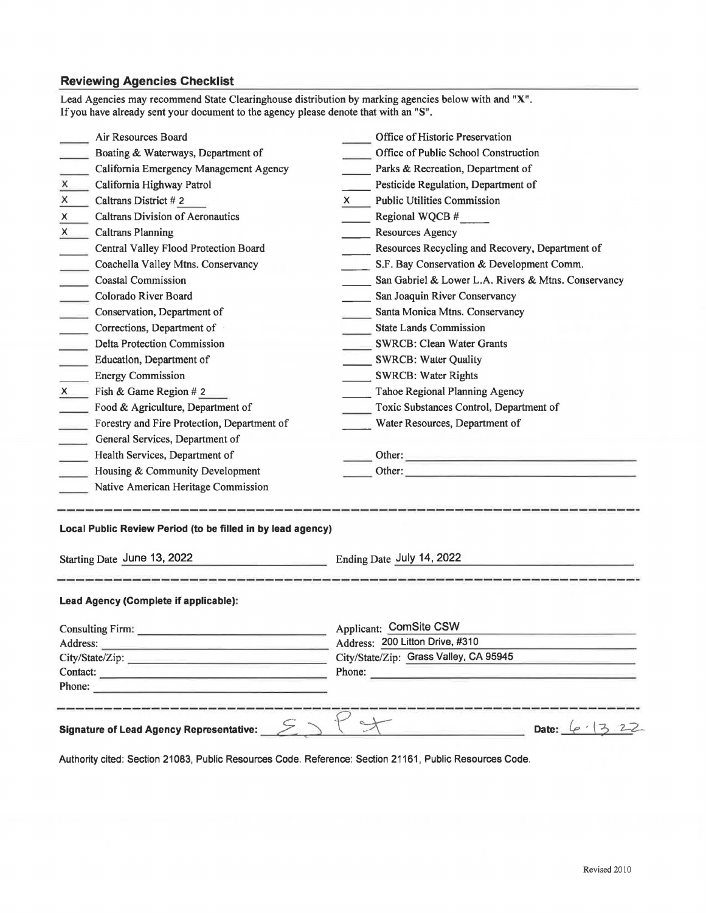## Reviewing Agencies Checklist

Lead Agencies may recommend State Clearinghouse distribution by marking agencies below with and "X".
If you have already sent your document to the agency please denote that with an "S".

| | | | |
|---|---|---|---|
| ____ | Air Resources Board | ____ | Office of Historic Preservation |
| ____ | Boating & Waterways, Department of | ____ | Office of Public School Construction |
| ____ | California Emergency Management Agency | ____ | Parks & Recreation, Department of |
| X | California Highway Patrol | ____ | Pesticide Regulation, Department of |
| X | Caltrans District # 2 | X | Public Utilities Commission |
| X | Caltrans Division of Aeronautics | ____ | Regional WQCB # ____ |
| X | Caltrans Planning | ____ | Resources Agency |
| ____ | Central Valley Flood Protection Board | ____ | Resources Recycling and Recovery, Department of |
| ____ | Coachella Valley Mtns. Conservancy | ____ | S.F. Bay Conservation & Development Comm. |
| ____ | Coastal Commission | ____ | San Gabriel & Lower L.A. Rivers & Mtns. Conservancy |
| ____ | Colorado River Board | ____ | San Joaquin River Conservancy |
| ____ | Conservation, Department of | ____ | Santa Monica Mtns. Conservancy |
| ____ | Corrections, Department of | ____ | State Lands Commission |
| ____ | Delta Protection Commission | ____ | SWRCB: Clean Water Grants |
| ____ | Education, Department of | ____ | SWRCB: Water Quality |
| ____ | Energy Commission | ____ | SWRCB: Water Rights |
| X | Fish & Game Region # 2 | ____ | Tahoe Regional Planning Agency |
| ____ | Food & Agriculture, Department of | ____ | Toxic Substances Control, Department of |
| ____ | Forestry and Fire Protection, Department of | ____ | Water Resources, Department of |
| ____ | General Services, Department of | | |
| ____ | Health Services, Department of | ____ | Other: ____________ |
| ____ | Housing & Community Development | ____ | Other: ____________ |
| ____ | Native American Heritage Commission | | |

---

**Local Public Review Period (to be filled in by lead agency)**

Starting Date June 13, 2022 Ending Date July 14, 2022

---

**Lead Agency (Complete if applicable):**

| | |
|---|---|
| Consulting Firm: | Applicant: ComSite CSW |
| Address: | Address: 200 Litton Drive, #310 |
| City/State/Zip: | City/State/Zip: Grass Valley, CA 95945 |
| Contact: | Phone: |
| Phone: | |

---

**Signature of Lead Agency Representative:** [signature] **Date:** 6.13.22

Authority cited: Section 21083, Public Resources Code. Reference: Section 21161, Public Resources Code.

Revised 2010